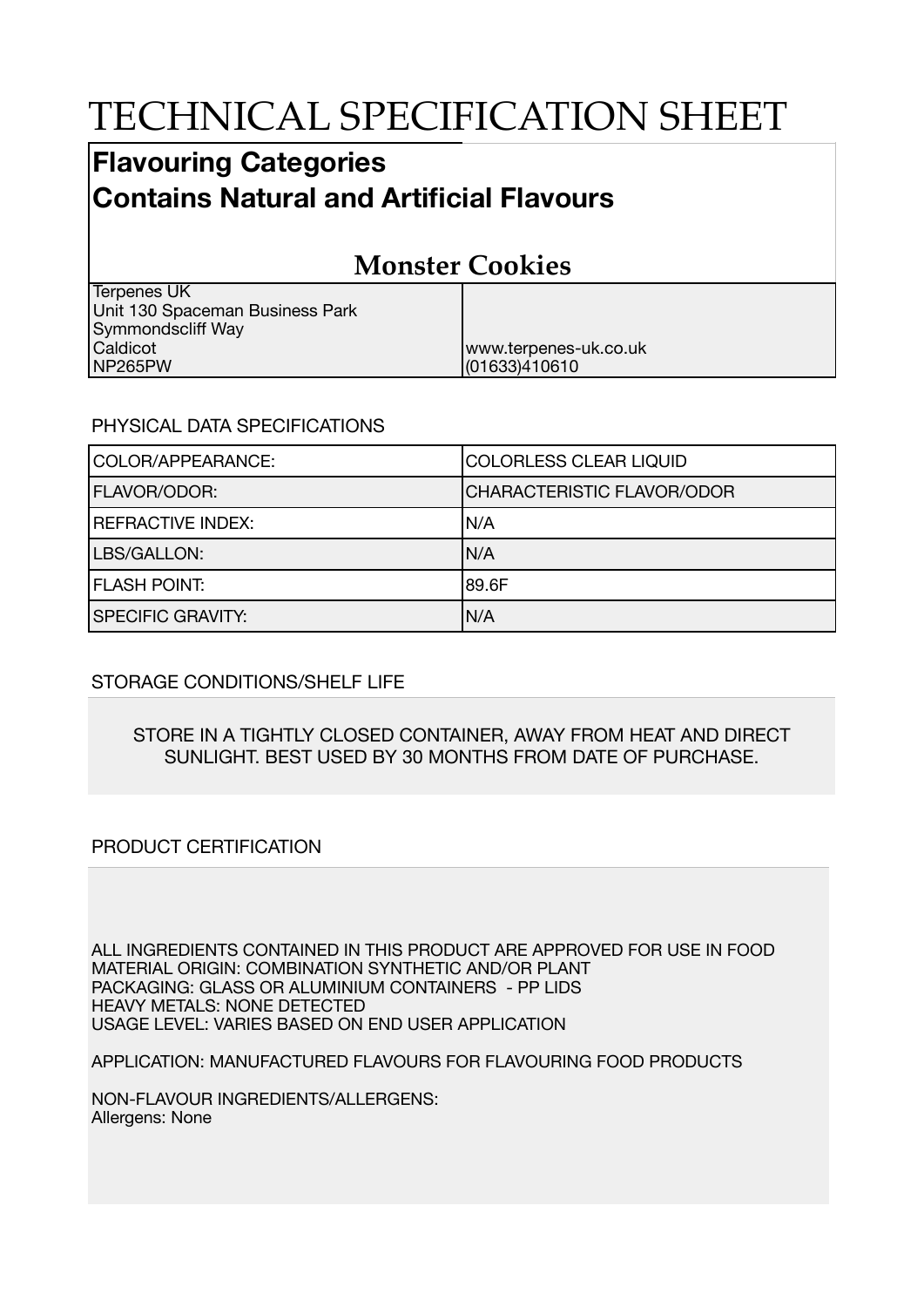# TECHNICAL SPECIFICATION SHEET

## Flavouring Categories
## Contains Natural and Artificial Flavours

## Monster Cookies

| | |
|---|---|
| Terpenes UK<br>Unit 130 Spaceman Business Park<br>Symmondscliff Way<br>Caldicot<br>NP265PW | www.terpenes-uk.co.uk<br>(01633)410610 |

PHYSICAL DATA SPECIFICATIONS

| | |
|---|---|
| COLOR/APPEARANCE: | COLORLESS CLEAR LIQUID |
| FLAVOR/ODOR: | CHARACTERISTIC FLAVOR/ODOR |
| REFRACTIVE INDEX: | N/A |
| LBS/GALLON: | N/A |
| FLASH POINT: | 89.6F |
| SPECIFIC GRAVITY: | N/A |

STORAGE CONDITIONS/SHELF LIFE

STORE IN A TIGHTLY CLOSED CONTAINER, AWAY FROM HEAT AND DIRECT SUNLIGHT. BEST USED BY 30 MONTHS FROM DATE OF PURCHASE.

PRODUCT CERTIFICATION

ALL INGREDIENTS CONTAINED IN THIS PRODUCT ARE APPROVED FOR USE IN FOOD
MATERIAL ORIGIN: COMBINATION SYNTHETIC AND/OR PLANT
PACKAGING: GLASS OR ALUMINIUM CONTAINERS - PP LIDS
HEAVY METALS: NONE DETECTED
USAGE LEVEL: VARIES BASED ON END USER APPLICATION

APPLICATION: MANUFACTURED FLAVOURS FOR FLAVOURING FOOD PRODUCTS

NON-FLAVOUR INGREDIENTS/ALLERGENS:
Allergens: None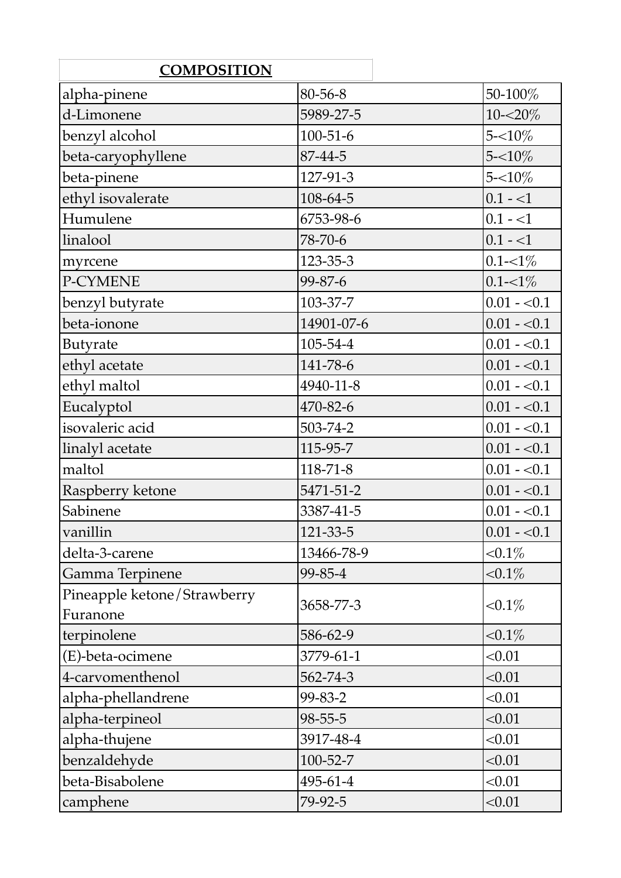| **COMPOSITION** | | |
|---|---|---|
| alpha-pinene | 80-56-8 | 50-100% |
| d-Limonene | 5989-27-5 | 10-<20% |
| benzyl alcohol | 100-51-6 | 5-<10% |
| beta-caryophyllene | 87-44-5 | 5-<10% |
| beta-pinene | 127-91-3 | 5-<10% |
| ethyl isovalerate | 108-64-5 | 0.1 - <1 |
| Humulene | 6753-98-6 | 0.1 - <1 |
| linalool | 78-70-6 | 0.1 - <1 |
| myrcene | 123-35-3 | 0.1-<1% |
| P-CYMENE | 99-87-6 | 0.1-<1% |
| benzyl butyrate | 103-37-7 | 0.01 - <0.1 |
| beta-ionone | 14901-07-6 | 0.01 - <0.1 |
| Butyrate | 105-54-4 | 0.01 - <0.1 |
| ethyl acetate | 141-78-6 | 0.01 - <0.1 |
| ethyl maltol | 4940-11-8 | 0.01 - <0.1 |
| Eucalyptol | 470-82-6 | 0.01 - <0.1 |
| isovaleric acid | 503-74-2 | 0.01 - <0.1 |
| linalyl acetate | 115-95-7 | 0.01 - <0.1 |
| maltol | 118-71-8 | 0.01 - <0.1 |
| Raspberry ketone | 5471-51-2 | 0.01 - <0.1 |
| Sabinene | 3387-41-5 | 0.01 - <0.1 |
| vanillin | 121-33-5 | 0.01 - <0.1 |
| delta-3-carene | 13466-78-9 | <0.1% |
| Gamma Terpinene | 99-85-4 | <0.1% |
| Pineapple ketone/Strawberry Furanone | 3658-77-3 | <0.1% |
| terpinolene | 586-62-9 | <0.1% |
| (E)-beta-ocimene | 3779-61-1 | <0.01 |
| 4-carvomenthenol | 562-74-3 | <0.01 |
| alpha-phellandrene | 99-83-2 | <0.01 |
| alpha-terpineol | 98-55-5 | <0.01 |
| alpha-thujene | 3917-48-4 | <0.01 |
| benzaldehyde | 100-52-7 | <0.01 |
| beta-Bisabolene | 495-61-4 | <0.01 |
| camphene | 79-92-5 | <0.01 |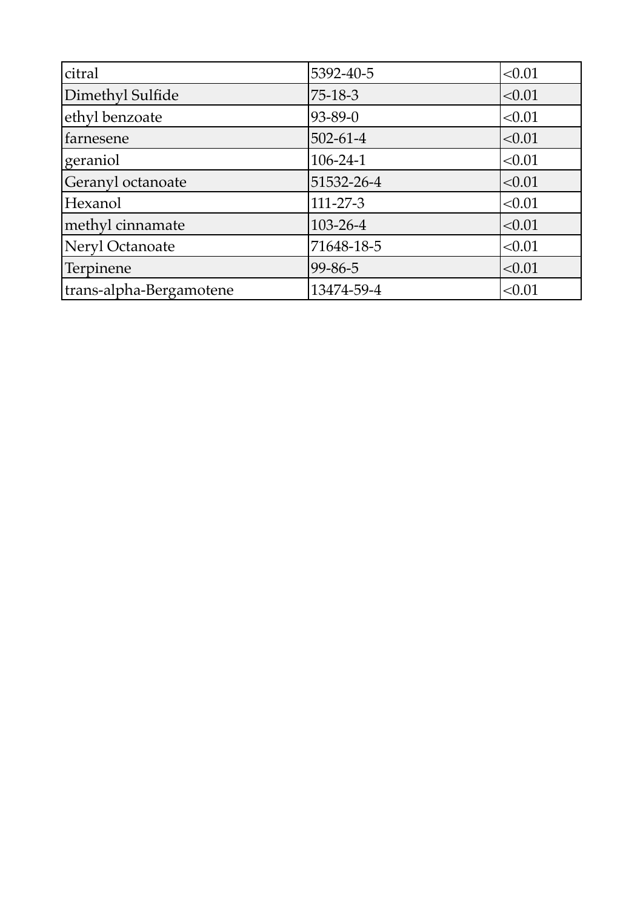| | | |
|---|---|---|
| citral | 5392-40-5 | <0.01 |
| Dimethyl Sulfide | 75-18-3 | <0.01 |
| ethyl benzoate | 93-89-0 | <0.01 |
| farnesene | 502-61-4 | <0.01 |
| geraniol | 106-24-1 | <0.01 |
| Geranyl octanoate | 51532-26-4 | <0.01 |
| Hexanol | 111-27-3 | <0.01 |
| methyl cinnamate | 103-26-4 | <0.01 |
| Neryl Octanoate | 71648-18-5 | <0.01 |
| Terpinene | 99-86-5 | <0.01 |
| trans-alpha-Bergamotene | 13474-59-4 | <0.01 |